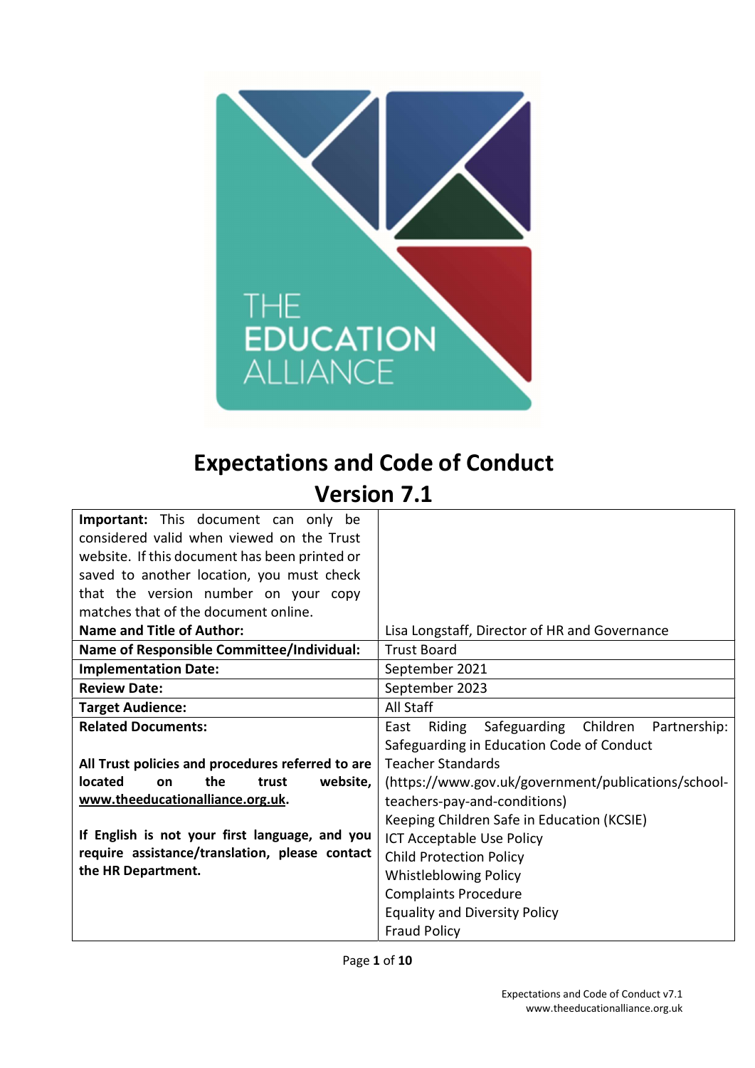# Expectations and Code of Conduct

# Version 7.1

| **Important:** This document can only be considered valid when viewed on the Trust website. If this document has been printed or saved to another location, you must check that the version number on your copy matches that of the document online.<br>**Name and Title of Author:** | Lisa Longstaff, Director of HR and Governance |
|---|---|
| **Name of Responsible Committee/Individual:** | Trust Board |
| **Implementation Date:** | September 2021 |
| **Review Date:** | September 2023 |
| **Target Audience:** | All Staff |
| **Related Documents:**<br><br>**All Trust policies and procedures referred to are located on the trust website, [www.theeducationalliance.org.uk](http://www.theeducationalliance.org.uk).**<br><br>**If English is not your first language, and you require assistance/translation, please contact the HR Department.** | East Riding Safeguarding Children Partnership: Safeguarding in Education Code of Conduct<br>Teacher Standards (https://www.gov.uk/government/publications/school-teachers-pay-and-conditions)<br>Keeping Children Safe in Education (KCSIE)<br>ICT Acceptable Use Policy<br>Child Protection Policy<br>Whistleblowing Policy<br>Complaints Procedure<br>Equality and Diversity Policy<br>Fraud Policy |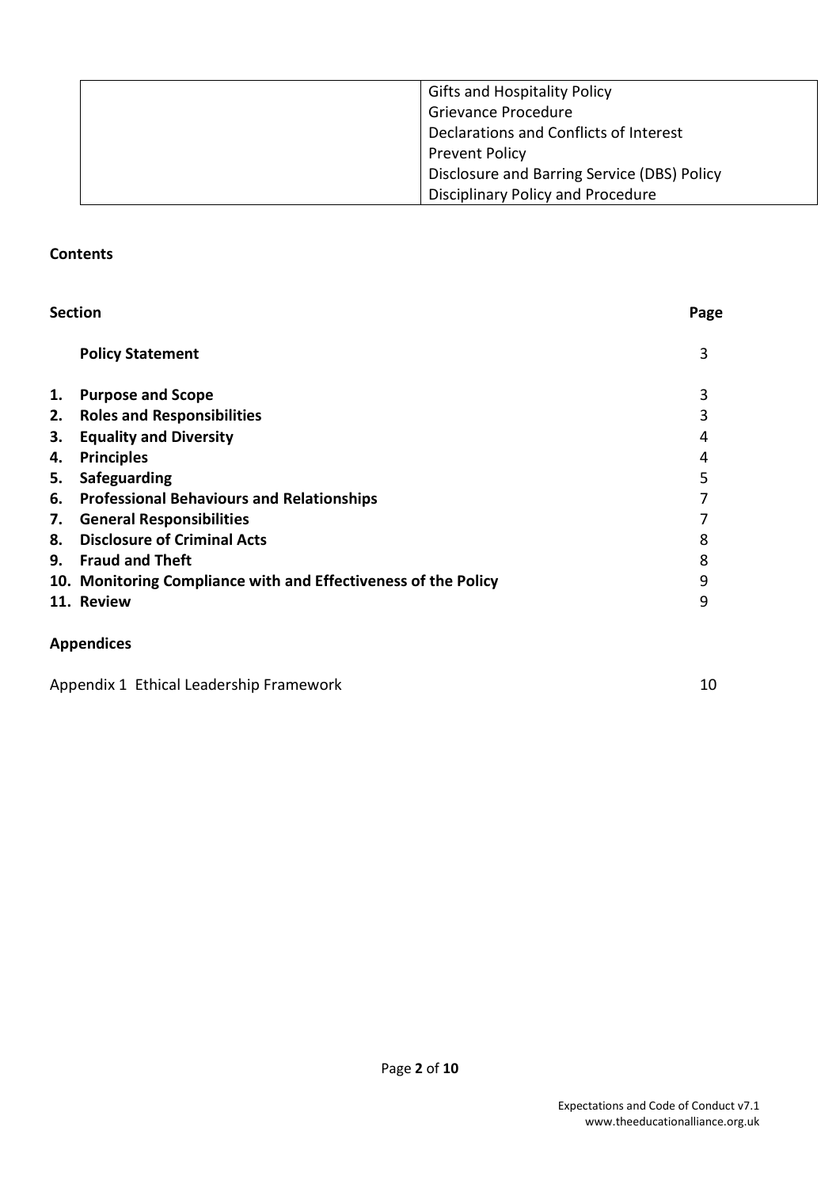| | Gifts and Hospitality Policy<br>Grievance Procedure<br>Declarations and Conflicts of Interest<br>Prevent Policy<br>Disclosure and Barring Service (DBS) Policy<br>Disciplinary Policy and Procedure |
|---|---|

**Contents**

| Section | Page |
|---|---|
| **Policy Statement** | 3 |
| **1. Purpose and Scope** | 3 |
| **2. Roles and Responsibilities** | 3 |
| **3. Equality and Diversity** | 4 |
| **4. Principles** | 4 |
| **5. Safeguarding** | 5 |
| **6. Professional Behaviours and Relationships** | 7 |
| **7. General Responsibilities** | 7 |
| **8. Disclosure of Criminal Acts** | 8 |
| **9. Fraud and Theft** | 8 |
| **10. Monitoring Compliance with and Effectiveness of the Policy** | 9 |
| **11. Review** | 9 |

**Appendices**

| | |
|---|---|
| Appendix 1 Ethical Leadership Framework | 10 |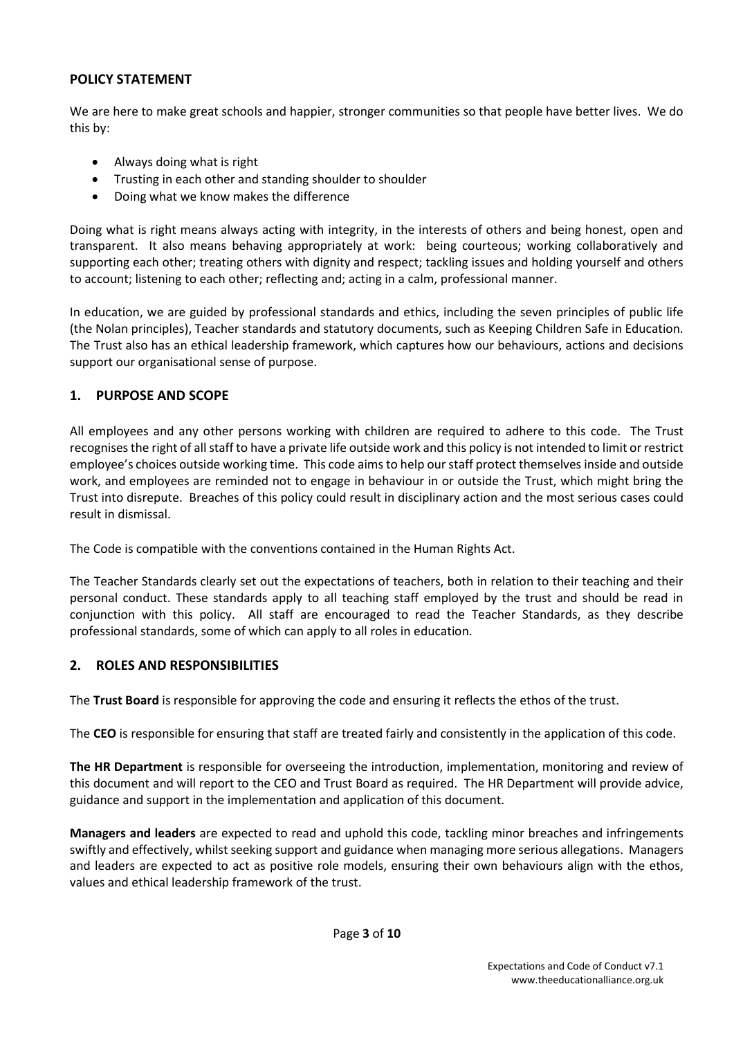## POLICY STATEMENT

We are here to make great schools and happier, stronger communities so that people have better lives. We do this by:

- Always doing what is right
- Trusting in each other and standing shoulder to shoulder
- Doing what we know makes the difference

Doing what is right means always acting with integrity, in the interests of others and being honest, open and transparent. It also means behaving appropriately at work: being courteous; working collaboratively and supporting each other; treating others with dignity and respect; tackling issues and holding yourself and others to account; listening to each other; reflecting and; acting in a calm, professional manner.

In education, we are guided by professional standards and ethics, including the seven principles of public life (the Nolan principles), Teacher standards and statutory documents, such as Keeping Children Safe in Education. The Trust also has an ethical leadership framework, which captures how our behaviours, actions and decisions support our organisational sense of purpose.

## 1. PURPOSE AND SCOPE

All employees and any other persons working with children are required to adhere to this code. The Trust recognises the right of all staff to have a private life outside work and this policy is not intended to limit or restrict employee's choices outside working time. This code aims to help our staff protect themselves inside and outside work, and employees are reminded not to engage in behaviour in or outside the Trust, which might bring the Trust into disrepute. Breaches of this policy could result in disciplinary action and the most serious cases could result in dismissal.

The Code is compatible with the conventions contained in the Human Rights Act.

The Teacher Standards clearly set out the expectations of teachers, both in relation to their teaching and their personal conduct. These standards apply to all teaching staff employed by the trust and should be read in conjunction with this policy. All staff are encouraged to read the Teacher Standards, as they describe professional standards, some of which can apply to all roles in education.

## 2. ROLES AND RESPONSIBILITIES

The **Trust Board** is responsible for approving the code and ensuring it reflects the ethos of the trust.

The **CEO** is responsible for ensuring that staff are treated fairly and consistently in the application of this code.

**The HR Department** is responsible for overseeing the introduction, implementation, monitoring and review of this document and will report to the CEO and Trust Board as required. The HR Department will provide advice, guidance and support in the implementation and application of this document.

**Managers and leaders** are expected to read and uphold this code, tackling minor breaches and infringements swiftly and effectively, whilst seeking support and guidance when managing more serious allegations. Managers and leaders are expected to act as positive role models, ensuring their own behaviours align with the ethos, values and ethical leadership framework of the trust.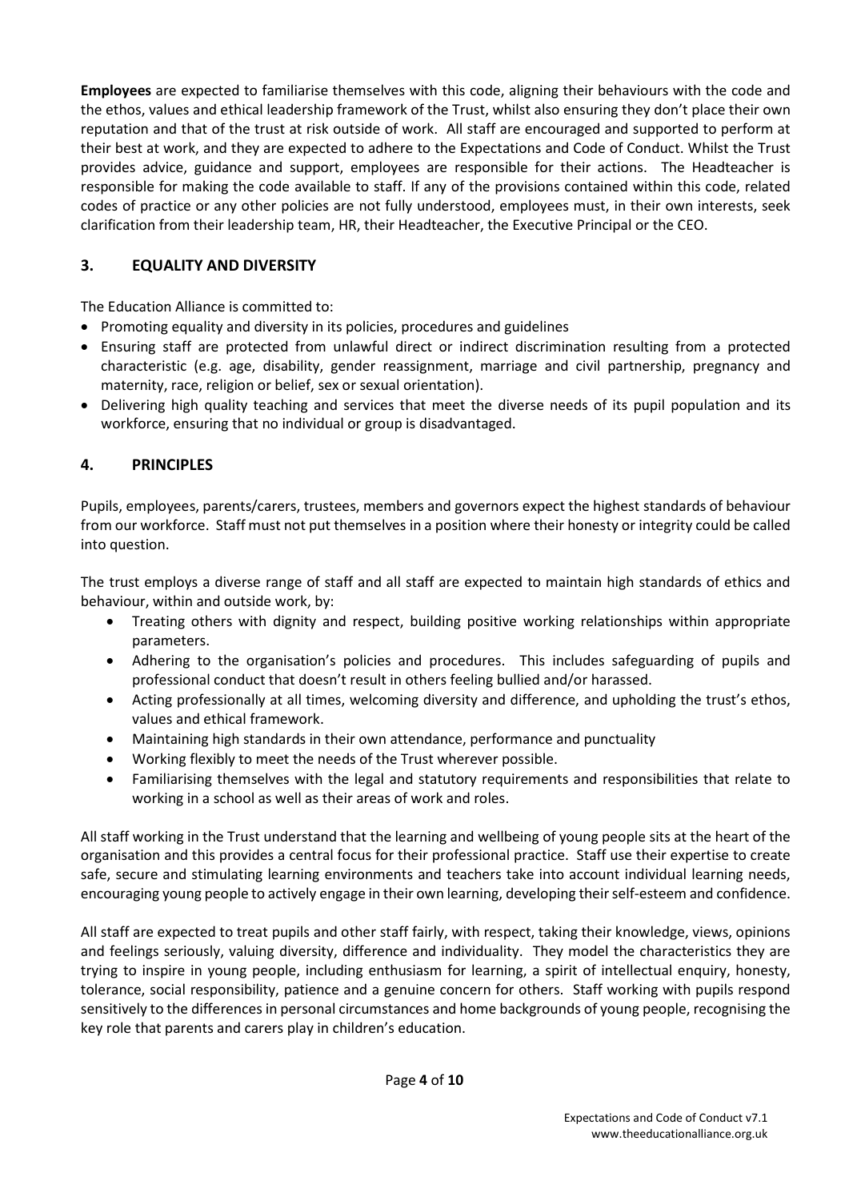**Employees** are expected to familiarise themselves with this code, aligning their behaviours with the code and the ethos, values and ethical leadership framework of the Trust, whilst also ensuring they don't place their own reputation and that of the trust at risk outside of work. All staff are encouraged and supported to perform at their best at work, and they are expected to adhere to the Expectations and Code of Conduct. Whilst the Trust provides advice, guidance and support, employees are responsible for their actions. The Headteacher is responsible for making the code available to staff. If any of the provisions contained within this code, related codes of practice or any other policies are not fully understood, employees must, in their own interests, seek clarification from their leadership team, HR, their Headteacher, the Executive Principal or the CEO.

## 3. EQUALITY AND DIVERSITY

The Education Alliance is committed to:

- Promoting equality and diversity in its policies, procedures and guidelines
- Ensuring staff are protected from unlawful direct or indirect discrimination resulting from a protected characteristic (e.g. age, disability, gender reassignment, marriage and civil partnership, pregnancy and maternity, race, religion or belief, sex or sexual orientation).
- Delivering high quality teaching and services that meet the diverse needs of its pupil population and its workforce, ensuring that no individual or group is disadvantaged.

## 4. PRINCIPLES

Pupils, employees, parents/carers, trustees, members and governors expect the highest standards of behaviour from our workforce. Staff must not put themselves in a position where their honesty or integrity could be called into question.

The trust employs a diverse range of staff and all staff are expected to maintain high standards of ethics and behaviour, within and outside work, by:

- Treating others with dignity and respect, building positive working relationships within appropriate parameters.
- Adhering to the organisation's policies and procedures. This includes safeguarding of pupils and professional conduct that doesn't result in others feeling bullied and/or harassed.
- Acting professionally at all times, welcoming diversity and difference, and upholding the trust's ethos, values and ethical framework.
- Maintaining high standards in their own attendance, performance and punctuality
- Working flexibly to meet the needs of the Trust wherever possible.
- Familiarising themselves with the legal and statutory requirements and responsibilities that relate to working in a school as well as their areas of work and roles.

All staff working in the Trust understand that the learning and wellbeing of young people sits at the heart of the organisation and this provides a central focus for their professional practice. Staff use their expertise to create safe, secure and stimulating learning environments and teachers take into account individual learning needs, encouraging young people to actively engage in their own learning, developing their self-esteem and confidence.

All staff are expected to treat pupils and other staff fairly, with respect, taking their knowledge, views, opinions and feelings seriously, valuing diversity, difference and individuality. They model the characteristics they are trying to inspire in young people, including enthusiasm for learning, a spirit of intellectual enquiry, honesty, tolerance, social responsibility, patience and a genuine concern for others. Staff working with pupils respond sensitively to the differences in personal circumstances and home backgrounds of young people, recognising the key role that parents and carers play in children's education.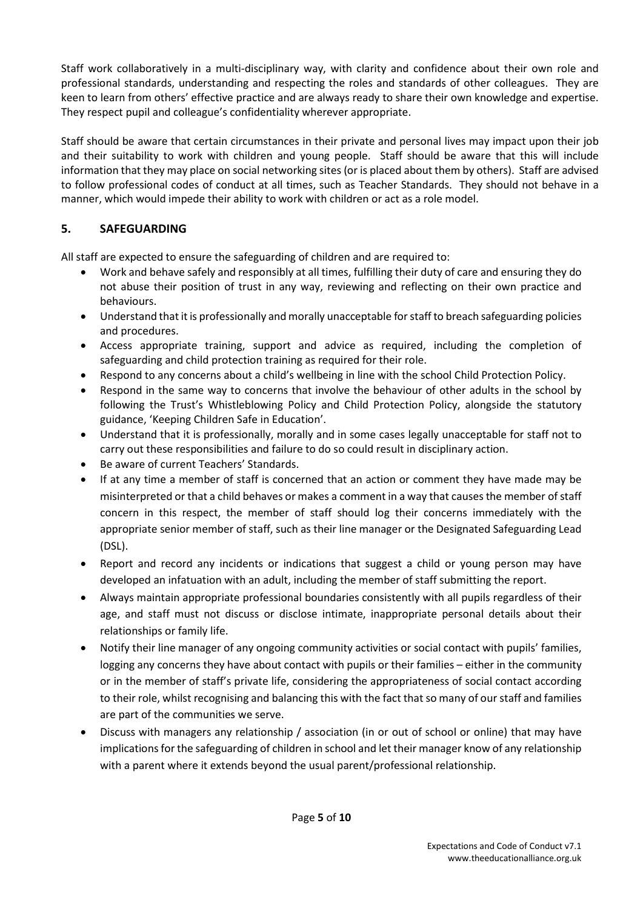Staff work collaboratively in a multi-disciplinary way, with clarity and confidence about their own role and professional standards, understanding and respecting the roles and standards of other colleagues. They are keen to learn from others' effective practice and are always ready to share their own knowledge and expertise. They respect pupil and colleague's confidentiality wherever appropriate.

Staff should be aware that certain circumstances in their private and personal lives may impact upon their job and their suitability to work with children and young people. Staff should be aware that this will include information that they may place on social networking sites (or is placed about them by others). Staff are advised to follow professional codes of conduct at all times, such as Teacher Standards. They should not behave in a manner, which would impede their ability to work with children or act as a role model.

## 5. SAFEGUARDING

All staff are expected to ensure the safeguarding of children and are required to:

- Work and behave safely and responsibly at all times, fulfilling their duty of care and ensuring they do not abuse their position of trust in any way, reviewing and reflecting on their own practice and behaviours.
- Understand that it is professionally and morally unacceptable for staff to breach safeguarding policies and procedures.
- Access appropriate training, support and advice as required, including the completion of safeguarding and child protection training as required for their role.
- Respond to any concerns about a child's wellbeing in line with the school Child Protection Policy.
- Respond in the same way to concerns that involve the behaviour of other adults in the school by following the Trust's Whistleblowing Policy and Child Protection Policy, alongside the statutory guidance, 'Keeping Children Safe in Education'.
- Understand that it is professionally, morally and in some cases legally unacceptable for staff not to carry out these responsibilities and failure to do so could result in disciplinary action.
- Be aware of current Teachers' Standards.
- If at any time a member of staff is concerned that an action or comment they have made may be misinterpreted or that a child behaves or makes a comment in a way that causes the member of staff concern in this respect, the member of staff should log their concerns immediately with the appropriate senior member of staff, such as their line manager or the Designated Safeguarding Lead (DSL).
- Report and record any incidents or indications that suggest a child or young person may have developed an infatuation with an adult, including the member of staff submitting the report.
- Always maintain appropriate professional boundaries consistently with all pupils regardless of their age, and staff must not discuss or disclose intimate, inappropriate personal details about their relationships or family life.
- Notify their line manager of any ongoing community activities or social contact with pupils' families, logging any concerns they have about contact with pupils or their families – either in the community or in the member of staff's private life, considering the appropriateness of social contact according to their role, whilst recognising and balancing this with the fact that so many of our staff and families are part of the communities we serve.
- Discuss with managers any relationship / association (in or out of school or online) that may have implications for the safeguarding of children in school and let their manager know of any relationship with a parent where it extends beyond the usual parent/professional relationship.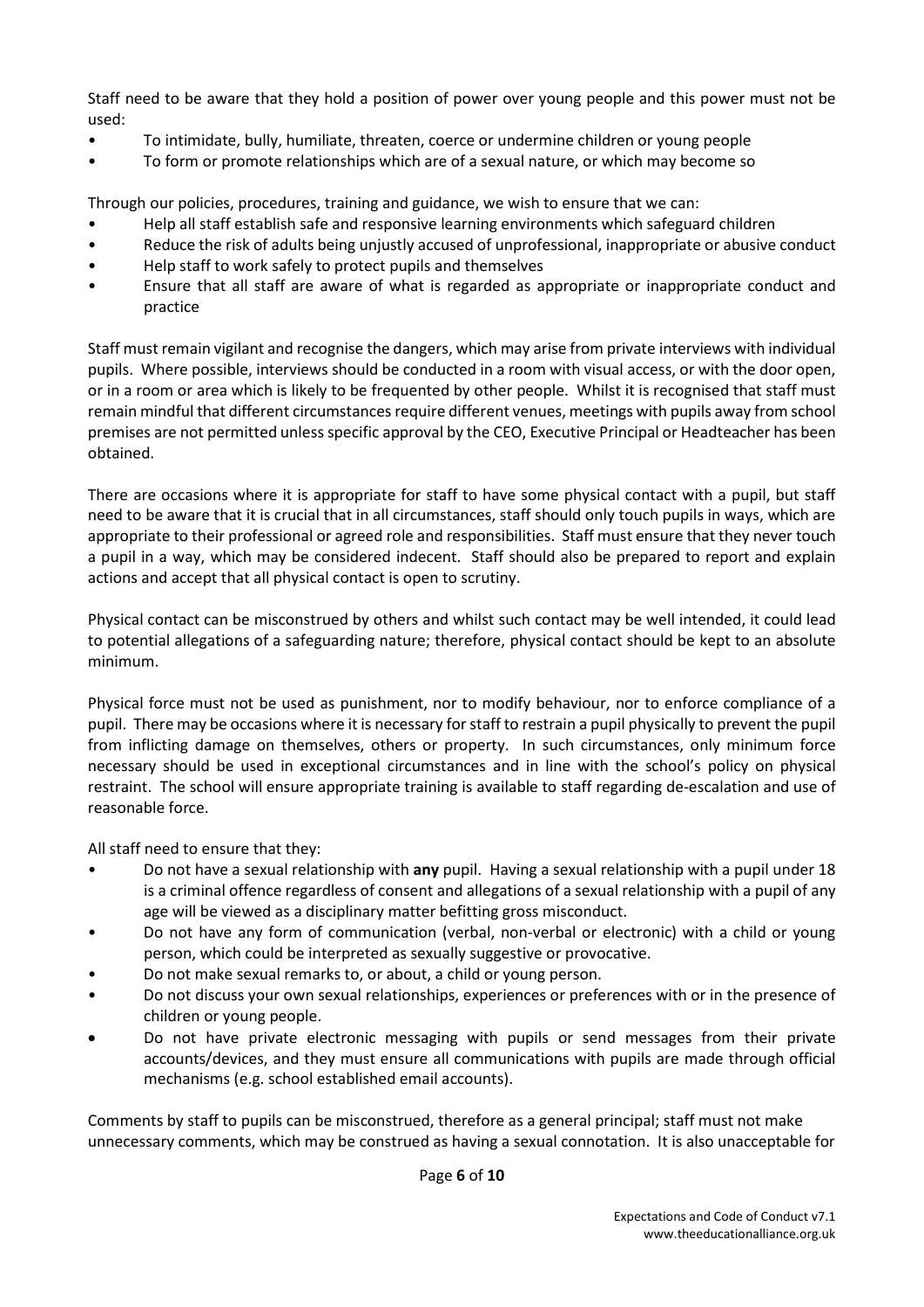Staff need to be aware that they hold a position of power over young people and this power must not be used:

- To intimidate, bully, humiliate, threaten, coerce or undermine children or young people
- To form or promote relationships which are of a sexual nature, or which may become so

Through our policies, procedures, training and guidance, we wish to ensure that we can:

- Help all staff establish safe and responsive learning environments which safeguard children
- Reduce the risk of adults being unjustly accused of unprofessional, inappropriate or abusive conduct
- Help staff to work safely to protect pupils and themselves
- Ensure that all staff are aware of what is regarded as appropriate or inappropriate conduct and practice

Staff must remain vigilant and recognise the dangers, which may arise from private interviews with individual pupils. Where possible, interviews should be conducted in a room with visual access, or with the door open, or in a room or area which is likely to be frequented by other people. Whilst it is recognised that staff must remain mindful that different circumstances require different venues, meetings with pupils away from school premises are not permitted unless specific approval by the CEO, Executive Principal or Headteacher has been obtained.

There are occasions where it is appropriate for staff to have some physical contact with a pupil, but staff need to be aware that it is crucial that in all circumstances, staff should only touch pupils in ways, which are appropriate to their professional or agreed role and responsibilities. Staff must ensure that they never touch a pupil in a way, which may be considered indecent. Staff should also be prepared to report and explain actions and accept that all physical contact is open to scrutiny.

Physical contact can be misconstrued by others and whilst such contact may be well intended, it could lead to potential allegations of a safeguarding nature; therefore, physical contact should be kept to an absolute minimum.

Physical force must not be used as punishment, nor to modify behaviour, nor to enforce compliance of a pupil. There may be occasions where it is necessary for staff to restrain a pupil physically to prevent the pupil from inflicting damage on themselves, others or property. In such circumstances, only minimum force necessary should be used in exceptional circumstances and in line with the school's policy on physical restraint. The school will ensure appropriate training is available to staff regarding de-escalation and use of reasonable force.

All staff need to ensure that they:

- Do not have a sexual relationship with **any** pupil. Having a sexual relationship with a pupil under 18 is a criminal offence regardless of consent and allegations of a sexual relationship with a pupil of any age will be viewed as a disciplinary matter befitting gross misconduct.
- Do not have any form of communication (verbal, non-verbal or electronic) with a child or young person, which could be interpreted as sexually suggestive or provocative.
- Do not make sexual remarks to, or about, a child or young person.
- Do not discuss your own sexual relationships, experiences or preferences with or in the presence of children or young people.
- Do not have private electronic messaging with pupils or send messages from their private accounts/devices, and they must ensure all communications with pupils are made through official mechanisms (e.g. school established email accounts).

Comments by staff to pupils can be misconstrued, therefore as a general principal; staff must not make unnecessary comments, which may be construed as having a sexual connotation. It is also unacceptable for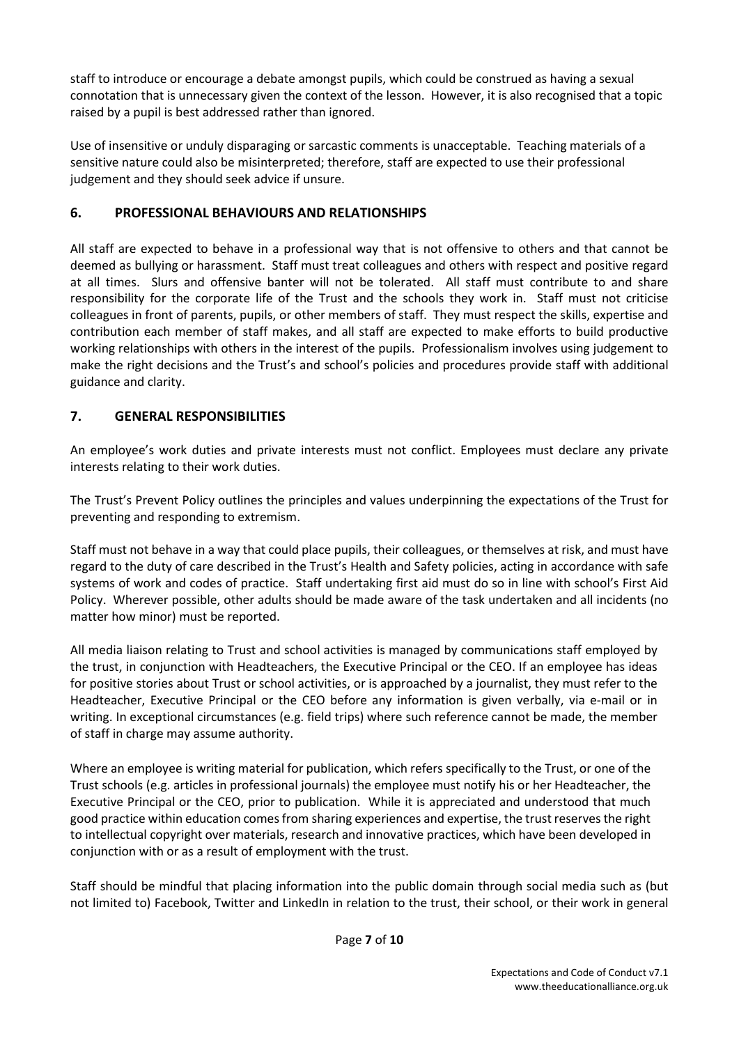staff to introduce or encourage a debate amongst pupils, which could be construed as having a sexual connotation that is unnecessary given the context of the lesson. However, it is also recognised that a topic raised by a pupil is best addressed rather than ignored.

Use of insensitive or unduly disparaging or sarcastic comments is unacceptable. Teaching materials of a sensitive nature could also be misinterpreted; therefore, staff are expected to use their professional judgement and they should seek advice if unsure.

## 6. PROFESSIONAL BEHAVIOURS AND RELATIONSHIPS

All staff are expected to behave in a professional way that is not offensive to others and that cannot be deemed as bullying or harassment. Staff must treat colleagues and others with respect and positive regard at all times. Slurs and offensive banter will not be tolerated. All staff must contribute to and share responsibility for the corporate life of the Trust and the schools they work in. Staff must not criticise colleagues in front of parents, pupils, or other members of staff. They must respect the skills, expertise and contribution each member of staff makes, and all staff are expected to make efforts to build productive working relationships with others in the interest of the pupils. Professionalism involves using judgement to make the right decisions and the Trust's and school's policies and procedures provide staff with additional guidance and clarity.

## 7. GENERAL RESPONSIBILITIES

An employee's work duties and private interests must not conflict. Employees must declare any private interests relating to their work duties.

The Trust's Prevent Policy outlines the principles and values underpinning the expectations of the Trust for preventing and responding to extremism.

Staff must not behave in a way that could place pupils, their colleagues, or themselves at risk, and must have regard to the duty of care described in the Trust's Health and Safety policies, acting in accordance with safe systems of work and codes of practice. Staff undertaking first aid must do so in line with school's First Aid Policy. Wherever possible, other adults should be made aware of the task undertaken and all incidents (no matter how minor) must be reported.

All media liaison relating to Trust and school activities is managed by communications staff employed by the trust, in conjunction with Headteachers, the Executive Principal or the CEO. If an employee has ideas for positive stories about Trust or school activities, or is approached by a journalist, they must refer to the Headteacher, Executive Principal or the CEO before any information is given verbally, via e-mail or in writing. In exceptional circumstances (e.g. field trips) where such reference cannot be made, the member of staff in charge may assume authority.

Where an employee is writing material for publication, which refers specifically to the Trust, or one of the Trust schools (e.g. articles in professional journals) the employee must notify his or her Headteacher, the Executive Principal or the CEO, prior to publication. While it is appreciated and understood that much good practice within education comes from sharing experiences and expertise, the trust reserves the right to intellectual copyright over materials, research and innovative practices, which have been developed in conjunction with or as a result of employment with the trust.

Staff should be mindful that placing information into the public domain through social media such as (but not limited to) Facebook, Twitter and LinkedIn in relation to the trust, their school, or their work in general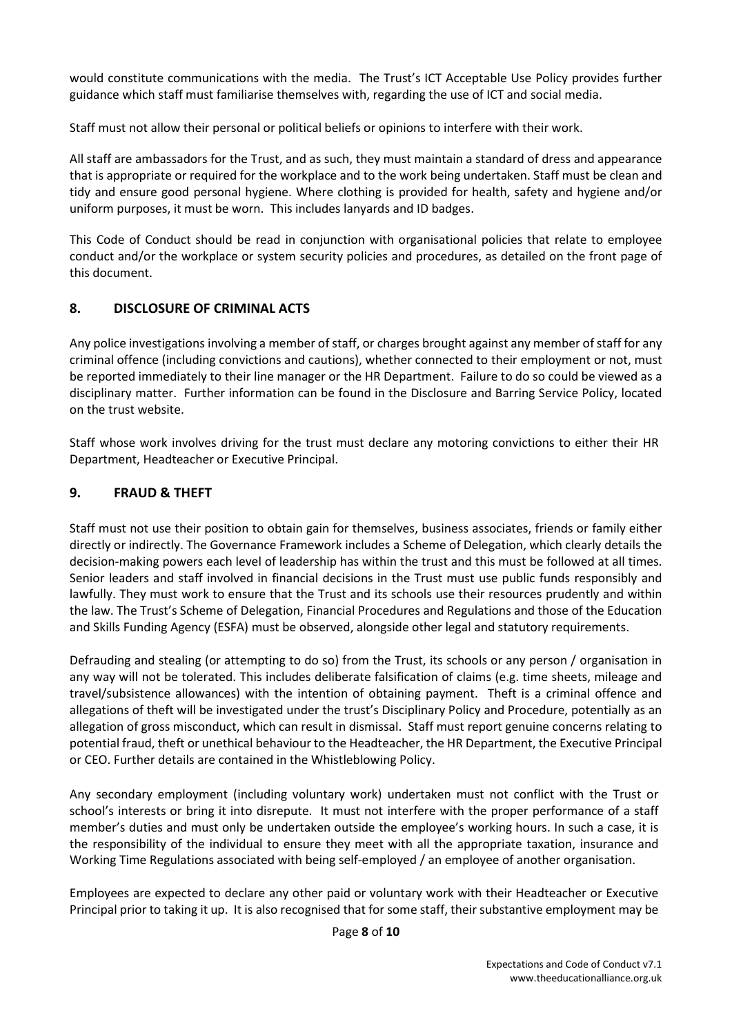would constitute communications with the media. The Trust's ICT Acceptable Use Policy provides further guidance which staff must familiarise themselves with, regarding the use of ICT and social media.

Staff must not allow their personal or political beliefs or opinions to interfere with their work.

All staff are ambassadors for the Trust, and as such, they must maintain a standard of dress and appearance that is appropriate or required for the workplace and to the work being undertaken. Staff must be clean and tidy and ensure good personal hygiene. Where clothing is provided for health, safety and hygiene and/or uniform purposes, it must be worn. This includes lanyards and ID badges.

This Code of Conduct should be read in conjunction with organisational policies that relate to employee conduct and/or the workplace or system security policies and procedures, as detailed on the front page of this document.

## 8. DISCLOSURE OF CRIMINAL ACTS

Any police investigations involving a member of staff, or charges brought against any member of staff for any criminal offence (including convictions and cautions), whether connected to their employment or not, must be reported immediately to their line manager or the HR Department. Failure to do so could be viewed as a disciplinary matter. Further information can be found in the Disclosure and Barring Service Policy, located on the trust website.

Staff whose work involves driving for the trust must declare any motoring convictions to either their HR Department, Headteacher or Executive Principal.

## 9. FRAUD & THEFT

Staff must not use their position to obtain gain for themselves, business associates, friends or family either directly or indirectly. The Governance Framework includes a Scheme of Delegation, which clearly details the decision-making powers each level of leadership has within the trust and this must be followed at all times. Senior leaders and staff involved in financial decisions in the Trust must use public funds responsibly and lawfully. They must work to ensure that the Trust and its schools use their resources prudently and within the law. The Trust's Scheme of Delegation, Financial Procedures and Regulations and those of the Education and Skills Funding Agency (ESFA) must be observed, alongside other legal and statutory requirements.

Defrauding and stealing (or attempting to do so) from the Trust, its schools or any person / organisation in any way will not be tolerated. This includes deliberate falsification of claims (e.g. time sheets, mileage and travel/subsistence allowances) with the intention of obtaining payment. Theft is a criminal offence and allegations of theft will be investigated under the trust's Disciplinary Policy and Procedure, potentially as an allegation of gross misconduct, which can result in dismissal. Staff must report genuine concerns relating to potential fraud, theft or unethical behaviour to the Headteacher, the HR Department, the Executive Principal or CEO. Further details are contained in the Whistleblowing Policy.

Any secondary employment (including voluntary work) undertaken must not conflict with the Trust or school's interests or bring it into disrepute. It must not interfere with the proper performance of a staff member's duties and must only be undertaken outside the employee's working hours. In such a case, it is the responsibility of the individual to ensure they meet with all the appropriate taxation, insurance and Working Time Regulations associated with being self-employed / an employee of another organisation.

Employees are expected to declare any other paid or voluntary work with their Headteacher or Executive Principal prior to taking it up. It is also recognised that for some staff, their substantive employment may be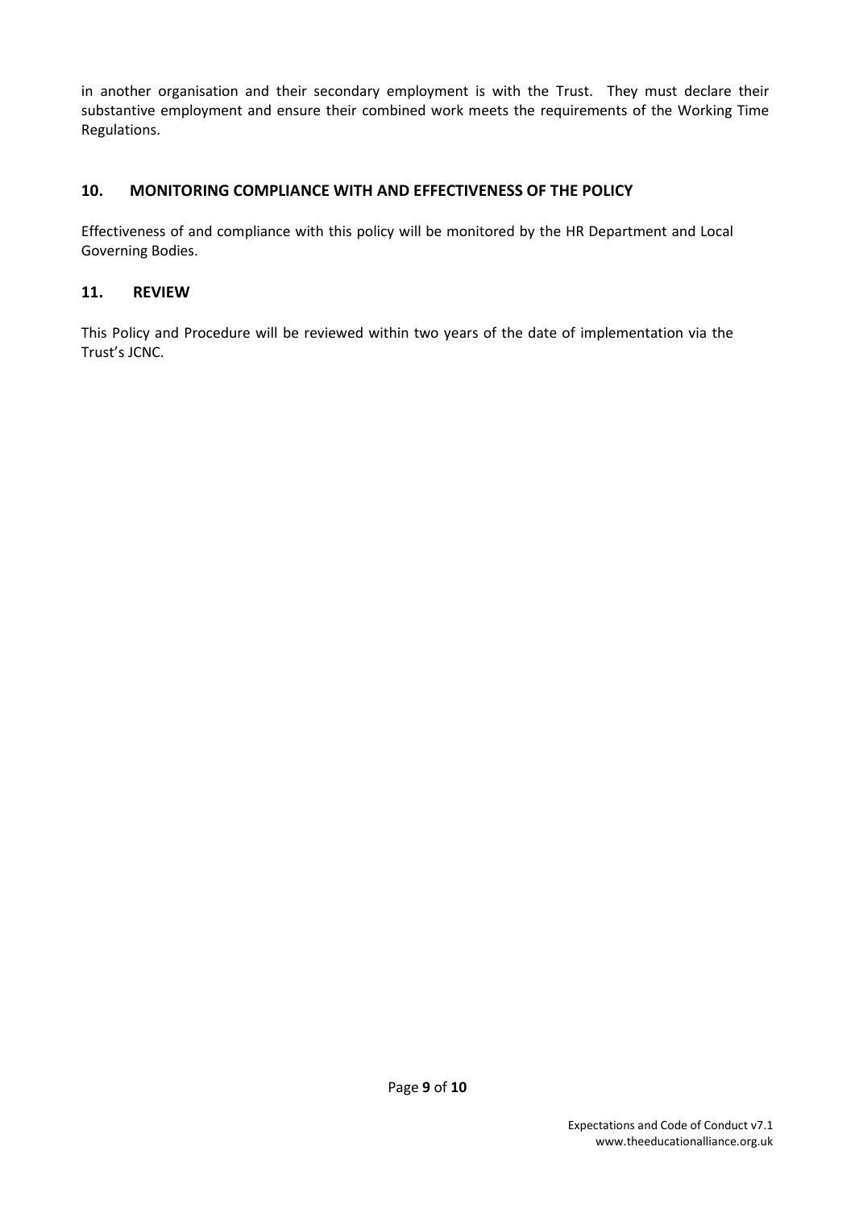in another organisation and their secondary employment is with the Trust. They must declare their substantive employment and ensure their combined work meets the requirements of the Working Time Regulations.

## 10. MONITORING COMPLIANCE WITH AND EFFECTIVENESS OF THE POLICY

Effectiveness of and compliance with this policy will be monitored by the HR Department and Local Governing Bodies.

## 11. REVIEW

This Policy and Procedure will be reviewed within two years of the date of implementation via the Trust's JCNC.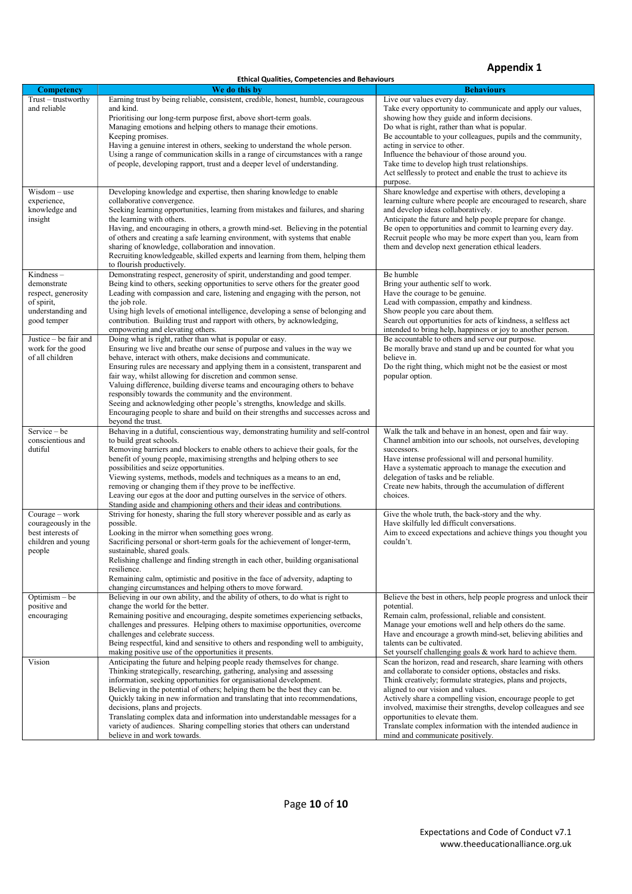# Appendix 1

**Ethical Qualities, Competencies and Behaviours**

| Competency | We do this by | Behaviours |
|---|---|---|
| Trust – trustworthy and reliable | Earning trust by being reliable, consistent, credible, honest, humble, courageous and kind.<br>Prioritising our long-term purpose first, above short-term goals.<br>Managing emotions and helping others to manage their emotions.<br>Keeping promises.<br>Having a genuine interest in others, seeking to understand the whole person.<br>Using a range of communication skills in a range of circumstances with a range of people, developing rapport, trust and a deeper level of understanding. | Live our values every day.<br>Take every opportunity to communicate and apply our values, showing how they guide and inform decisions.<br>Do what is right, rather than what is popular.<br>Be accountable to your colleagues, pupils and the community, acting in service to other.<br>Influence the behaviour of those around you.<br>Take time to develop high trust relationships.<br>Act selflessly to protect and enable the trust to achieve its purpose. |
| Wisdom – use experience, knowledge and insight | Developing knowledge and expertise, then sharing knowledge to enable collaborative convergence.<br>Seeking learning opportunities, learning from mistakes and failures, and sharing the learning with others.<br>Having, and encouraging in others, a growth mind-set. Believing in the potential of others and creating a safe learning environment, with systems that enable sharing of knowledge, collaboration and innovation.<br>Recruiting knowledgeable, skilled experts and learning from them, helping them to flourish productively. | Share knowledge and expertise with others, developing a learning culture where people are encouraged to research, share and develop ideas collaboratively.<br>Anticipate the future and help people prepare for change.<br>Be open to opportunities and commit to learning every day.<br>Recruit people who may be more expert than you, learn from them and develop next generation ethical leaders. |
| Kindness – demonstrate respect, generosity of spirit, understanding and good temper | Demonstrating respect, generosity of spirit, understanding and good temper.<br>Being kind to others, seeking opportunities to serve others for the greater good<br>Leading with compassion and care, listening and engaging with the person, not the job role.<br>Using high levels of emotional intelligence, developing a sense of belonging and contribution. Building trust and rapport with others, by acknowledging, empowering and elevating others. | Be humble<br>Bring your authentic self to work.<br>Have the courage to be genuine.<br>Lead with compassion, empathy and kindness.<br>Show people you care about them.<br>Search out opportunities for acts of kindness, a selfless act intended to bring help, happiness or joy to another person. |
| Justice – be fair and work for the good of all children | Doing what is right, rather than what is popular or easy.<br>Ensuring we live and breathe our sense of purpose and values in the way we behave, interact with others, make decisions and communicate.<br>Ensuring rules are necessary and applying them in a consistent, transparent and fair way, whilst allowing for discretion and common sense.<br>Valuing difference, building diverse teams and encouraging others to behave responsibly towards the community and the environment.<br>Seeing and acknowledging other people's strengths, knowledge and skills.<br>Encouraging people to share and build on their strengths and successes across and beyond the trust. | Be accountable to others and serve our purpose.<br>Be morally brave and stand up and be counted for what you believe in.<br>Do the right thing, which might not be the easiest or most popular option. |
| Service – be conscientious and dutiful | Behaving in a dutiful, conscientious way, demonstrating humility and self-control to build great schools.<br>Removing barriers and blockers to enable others to achieve their goals, for the benefit of young people, maximising strengths and helping others to see possibilities and seize opportunities.<br>Viewing systems, methods, models and techniques as a means to an end, removing or changing them if they prove to be ineffective.<br>Leaving our egos at the door and putting ourselves in the service of others.<br>Standing aside and championing others and their ideas and contributions. | Walk the talk and behave in an honest, open and fair way.<br>Channel ambition into our schools, not ourselves, developing successors.<br>Have intense professional will and personal humility.<br>Have a systematic approach to manage the execution and delegation of tasks and be reliable.<br>Create new habits, through the accumulation of different choices. |
| Courage – work courageously in the best interests of children and young people | Striving for honesty, sharing the full story wherever possible and as early as possible.<br>Looking in the mirror when something goes wrong.<br>Sacrificing personal or short-term goals for the achievement of longer-term, sustainable, shared goals.<br>Relishing challenge and finding strength in each other, building organisational resilience.<br>Remaining calm, optimistic and positive in the face of adversity, adapting to changing circumstances and helping others to move forward. | Give the whole truth, the back-story and the why.<br>Have skilfully led difficult conversations.<br>Aim to exceed expectations and achieve things you thought you couldn't. |
| Optimism – be positive and encouraging | Believing in our own ability, and the ability of others, to do what is right to change the world for the better.<br>Remaining positive and encouraging, despite sometimes experiencing setbacks, challenges and pressures. Helping others to maximise opportunities, overcome challenges and celebrate success.<br>Being respectful, kind and sensitive to others and responding well to ambiguity, making positive use of the opportunities it presents. | Believe the best in others, help people progress and unlock their potential.<br>Remain calm, professional, reliable and consistent.<br>Manage your emotions well and help others do the same.<br>Have and encourage a growth mind-set, believing abilities and talents can be cultivated.<br>Set yourself challenging goals & work hard to achieve them. |
| Vision | Anticipating the future and helping people ready themselves for change.<br>Thinking strategically, researching, gathering, analysing and assessing information, seeking opportunities for organisational development.<br>Believing in the potential of others; helping them be the best they can be.<br>Quickly taking in new information and translating that into recommendations, decisions, plans and projects.<br>Translating complex data and information into understandable messages for a variety of audiences. Sharing compelling stories that others can understand believe in and work towards. | Scan the horizon, read and research, share learning with others and collaborate to consider options, obstacles and risks.<br>Think creatively; formulate strategies, plans and projects, aligned to our vision and values.<br>Actively share a compelling vision, encourage people to get involved, maximise their strengths, develop colleagues and see opportunities to elevate them.<br>Translate complex information with the intended audience in mind and communicate positively. |